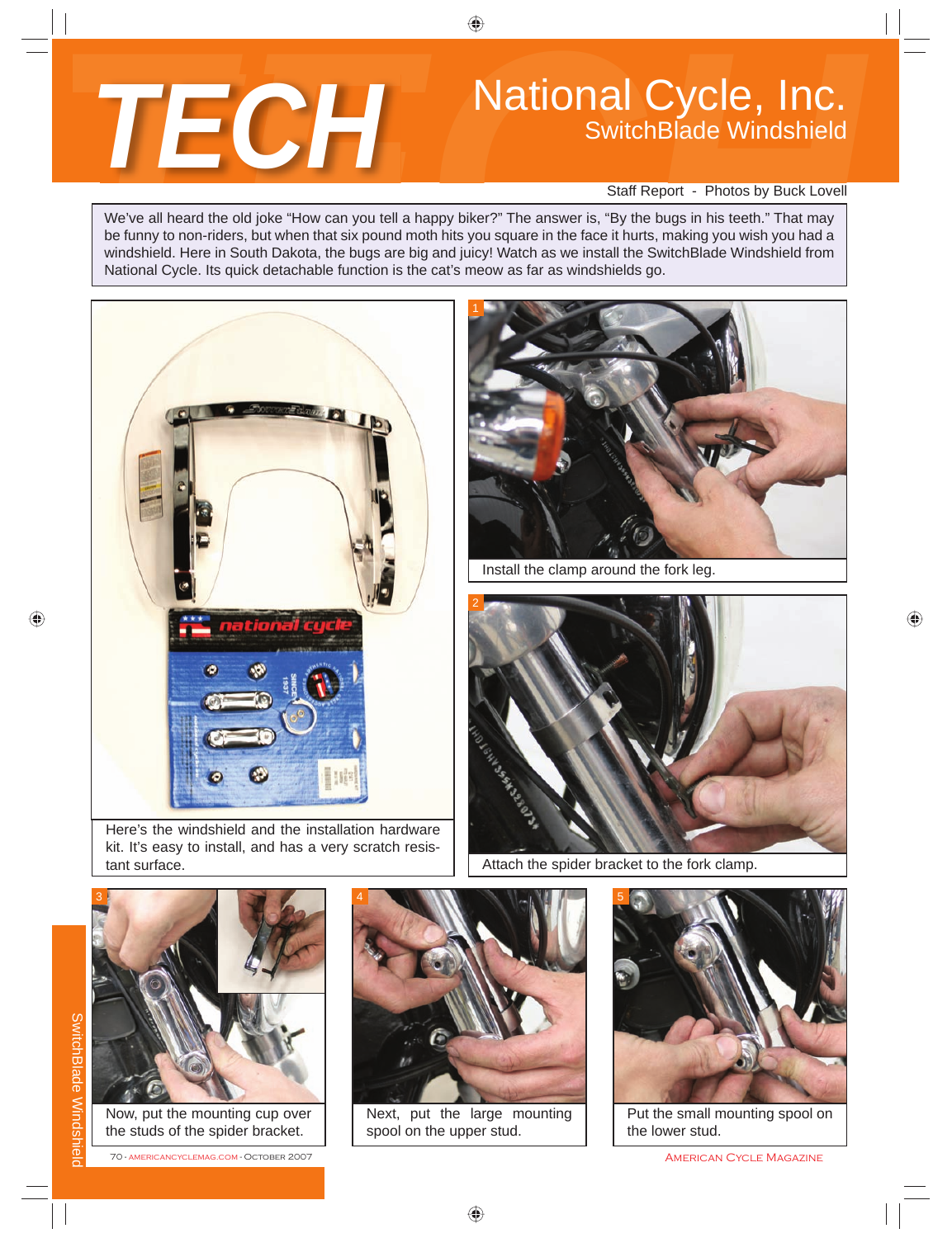# TECH

## National Cycle, Inc.

### SwitchBlade Windshield

Staff Report - Photos by Buck Lovell

We've all heard the old joke "How can you tell a happy biker?" The answer is, "By the bugs in his teeth." That may be funny to non-riders, but when that six pound moth hits you square in the face it hurts, making you wish you had a windshield. Here in South Dakota, the bugs are big and juicy! Watch as we install the SwitchBlade Windshield from National Cycle. Its quick detachable function is the cat's meow as far as windshields go.

Here's the windshield and the installation hardware kit. It's easy to install, and has a very scratch resistant surface.

1 Install the clamp around the fork leg.

2 Attach the spider bracket to the fork clamp.

3 Now, put the mounting cup over the studs of the spider bracket.

4 Next, put the large mounting spool on the upper stud.

5 Put the small mounting spool on the lower stud.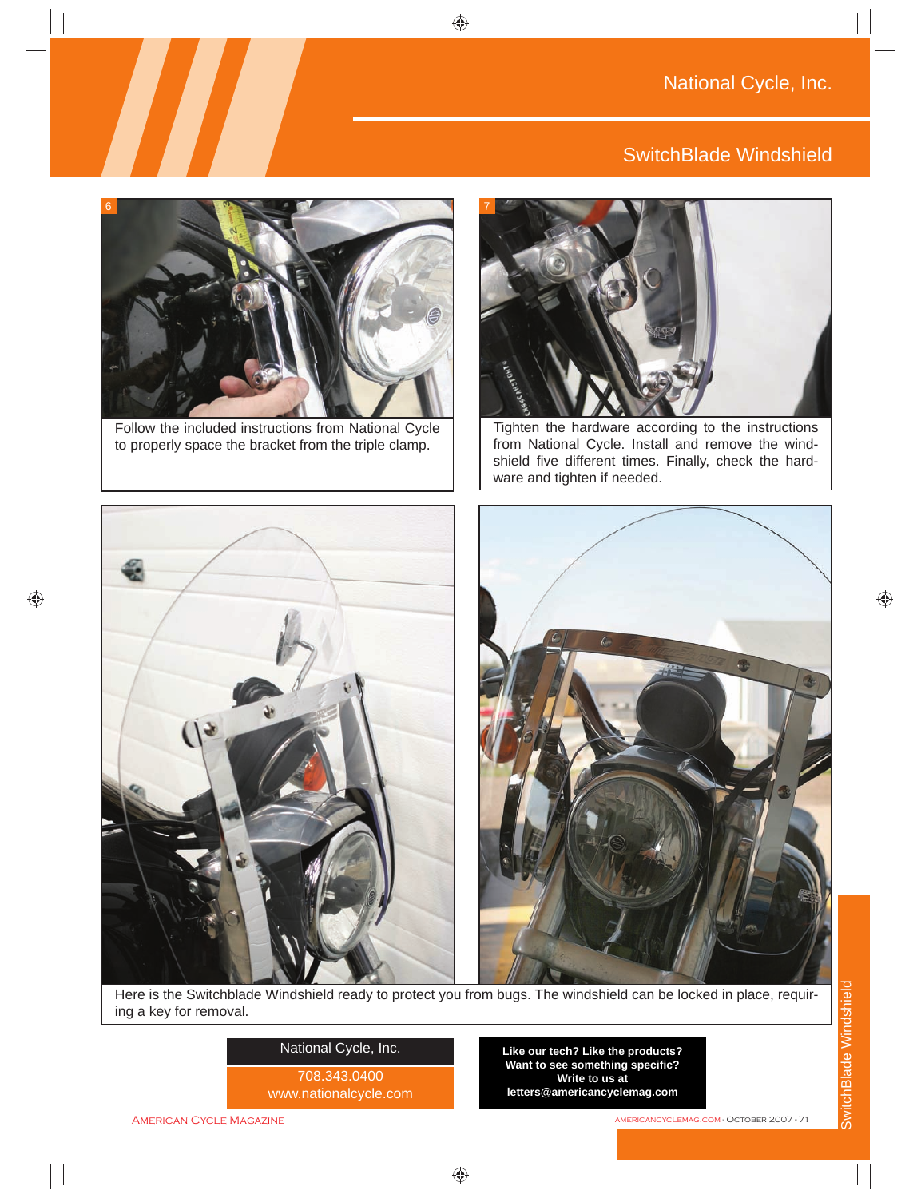6

Follow the included instructions from National Cycle to properly space the bracket from the triple clamp.

7

Tighten the hardware according to the instructions from National Cycle. Install and remove the windshield five different times. Finally, check the hardware and tighten if needed.

Here is the Switchblade Windshield ready to protect you from bugs. The windshield can be locked in place, requiring a key for removal.

National Cycle, Inc.

708.343.0400
www.nationalcycle.com

**Like our tech? Like the products?**
**Want to see something specific?**
**Write to us at**
**letters@americancyclemag.com**